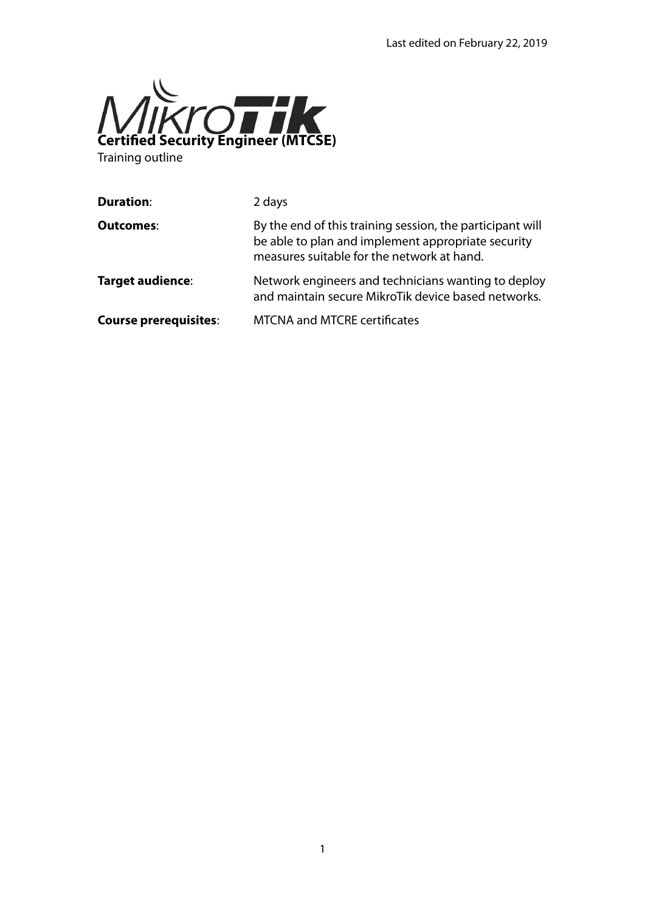Last edited on February 22, 2019

# MikroTik Certified Security Engineer (MTCSE)

Training outline

| | |
|---|---|
| **Duration**: | 2 days |
| **Outcomes**: | By the end of this training session, the participant will be able to plan and implement appropriate security measures suitable for the network at hand. |
| **Target audience**: | Network engineers and technicians wanting to deploy and maintain secure MikroTik device based networks. |
| **Course prerequisites**: | MTCNA and MTCRE certificates |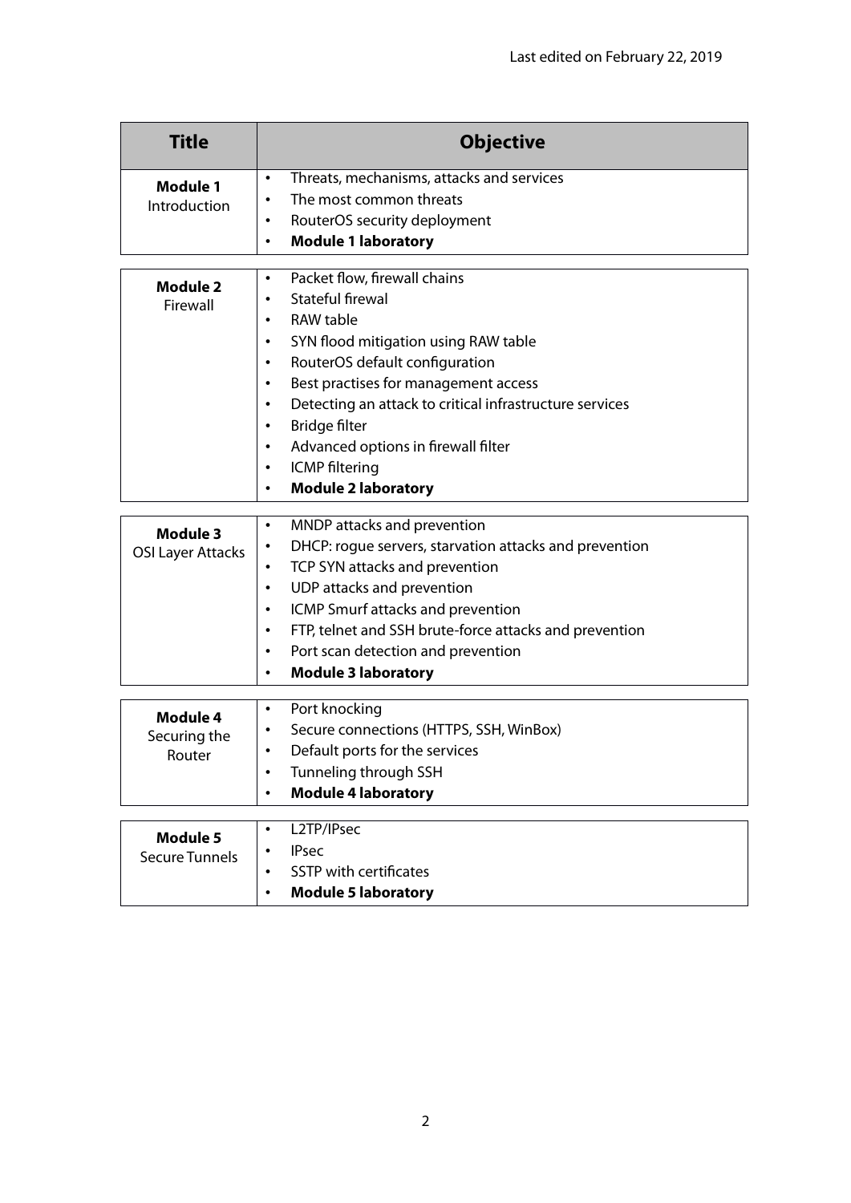Last edited on February 22, 2019

| Title | Objective |
|---|---|
| **Module 1**<br>Introduction | • Threats, mechanisms, attacks and services<br>• The most common threats<br>• RouterOS security deployment<br>• **Module 1 laboratory** |
| **Module 2**<br>Firewall | • Packet flow, firewall chains<br>• Stateful firewal<br>• RAW table<br>• SYN flood mitigation using RAW table<br>• RouterOS default configuration<br>• Best practises for management access<br>• Detecting an attack to critical infrastructure services<br>• Bridge filter<br>• Advanced options in firewall filter<br>• ICMP filtering<br>• **Module 2 laboratory** |
| **Module 3**<br>OSI Layer Attacks | • MNDP attacks and prevention<br>• DHCP: rogue servers, starvation attacks and prevention<br>• TCP SYN attacks and prevention<br>• UDP attacks and prevention<br>• ICMP Smurf attacks and prevention<br>• FTP, telnet and SSH brute-force attacks and prevention<br>• Port scan detection and prevention<br>• **Module 3 laboratory** |
| **Module 4**<br>Securing the Router | • Port knocking<br>• Secure connections (HTTPS, SSH, WinBox)<br>• Default ports for the services<br>• Tunneling through SSH<br>• **Module 4 laboratory** |
| **Module 5**<br>Secure Tunnels | • L2TP/IPsec<br>• IPsec<br>• SSTP with certificates<br>• **Module 5 laboratory** |